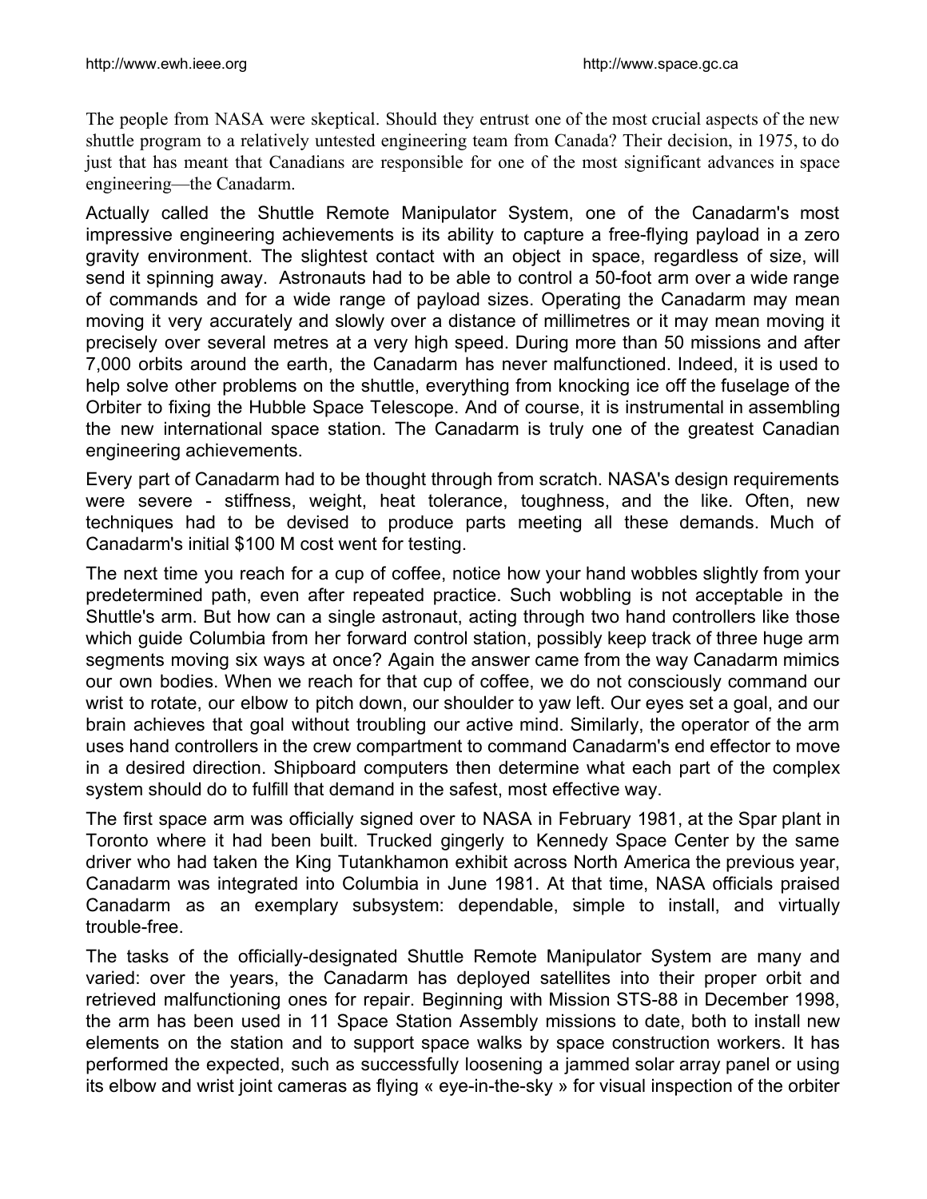The people from NASA were skeptical. Should they entrust one of the most crucial aspects of the new shuttle program to a relatively untested engineering team from Canada? Their decision, in 1975, to do just that has meant that Canadians are responsible for one of the most significant advances in space engineering—the Canadarm.

Actually called the Shuttle Remote Manipulator System, one of the Canadarm's most impressive engineering achievements is its ability to capture a free-flying payload in a zero gravity environment. The slightest contact with an object in space, regardless of size, will send it spinning away. Astronauts had to be able to control a 50-foot arm over a wide range of commands and for a wide range of payload sizes. Operating the Canadarm may mean moving it very accurately and slowly over a distance of millimetres or it may mean moving it precisely over several metres at a very high speed. During more than 50 missions and after 7,000 orbits around the earth, the Canadarm has never malfunctioned. Indeed, it is used to help solve other problems on the shuttle, everything from knocking ice off the fuselage of the Orbiter to fixing the Hubble Space Telescope. And of course, it is instrumental in assembling the new international space station. The Canadarm is truly one of the greatest Canadian engineering achievements.

Every part of Canadarm had to be thought through from scratch. NASA's design requirements were severe - stiffness, weight, heat tolerance, toughness, and the like. Often, new techniques had to be devised to produce parts meeting all these demands. Much of Canadarm's initial $100 M cost went for testing.

The next time you reach for a cup of coffee, notice how your hand wobbles slightly from your predetermined path, even after repeated practice. Such wobbling is not acceptable in the Shuttle's arm. But how can a single astronaut, acting through two hand controllers like those which guide Columbia from her forward control station, possibly keep track of three huge arm segments moving six ways at once? Again the answer came from the way Canadarm mimics our own bodies. When we reach for that cup of coffee, we do not consciously command our wrist to rotate, our elbow to pitch down, our shoulder to yaw left. Our eyes set a goal, and our brain achieves that goal without troubling our active mind. Similarly, the operator of the arm uses hand controllers in the crew compartment to command Canadarm's end effector to move in a desired direction. Shipboard computers then determine what each part of the complex system should do to fulfill that demand in the safest, most effective way.

The first space arm was officially signed over to NASA in February 1981, at the Spar plant in Toronto where it had been built. Trucked gingerly to Kennedy Space Center by the same driver who had taken the King Tutankhamon exhibit across North America the previous year, Canadarm was integrated into Columbia in June 1981. At that time, NASA officials praised Canadarm as an exemplary subsystem: dependable, simple to install, and virtually trouble-free.

The tasks of the officially-designated Shuttle Remote Manipulator System are many and varied: over the years, the Canadarm has deployed satellites into their proper orbit and retrieved malfunctioning ones for repair. Beginning with Mission STS-88 in December 1998, the arm has been used in 11 Space Station Assembly missions to date, both to install new elements on the station and to support space walks by space construction workers. It has performed the expected, such as successfully loosening a jammed solar array panel or using its elbow and wrist joint cameras as flying « eye-in-the-sky » for visual inspection of the orbiter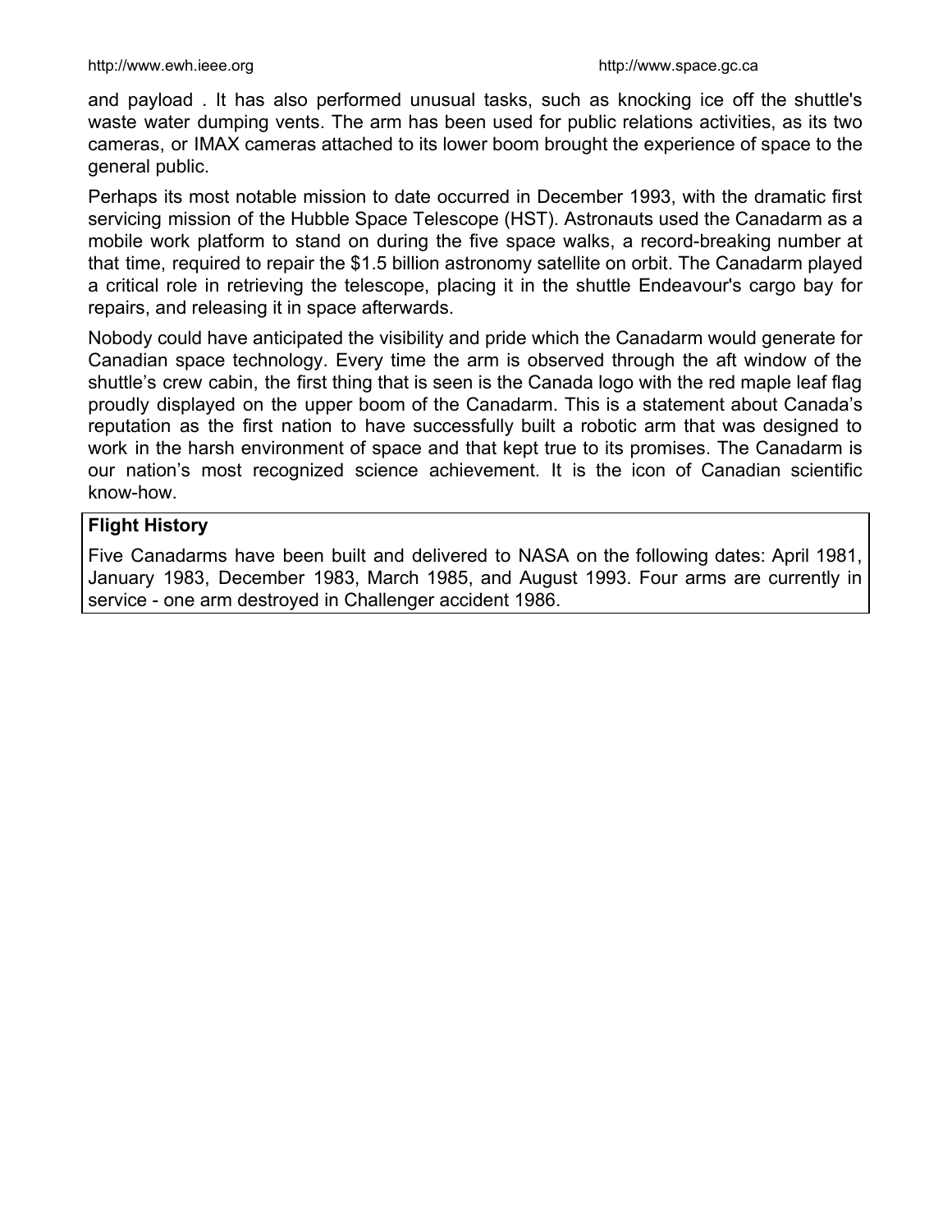and payload . It has also performed unusual tasks, such as knocking ice off the shuttle's waste water dumping vents. The arm has been used for public relations activities, as its two cameras, or IMAX cameras attached to its lower boom brought the experience of space to the general public.

Perhaps its most notable mission to date occurred in December 1993, with the dramatic first servicing mission of the Hubble Space Telescope (HST). Astronauts used the Canadarm as a mobile work platform to stand on during the five space walks, a record-breaking number at that time, required to repair the $1.5 billion astronomy satellite on orbit. The Canadarm played a critical role in retrieving the telescope, placing it in the shuttle Endeavour's cargo bay for repairs, and releasing it in space afterwards.

Nobody could have anticipated the visibility and pride which the Canadarm would generate for Canadian space technology. Every time the arm is observed through the aft window of the shuttle's crew cabin, the first thing that is seen is the Canada logo with the red maple leaf flag proudly displayed on the upper boom of the Canadarm. This is a statement about Canada's reputation as the first nation to have successfully built a robotic arm that was designed to work in the harsh environment of space and that kept true to its promises. The Canadarm is our nation's most recognized science achievement. It is the icon of Canadian scientific know-how.

**Flight History**

Five Canadarms have been built and delivered to NASA on the following dates: April 1981, January 1983, December 1983, March 1985, and August 1993. Four arms are currently in service - one arm destroyed in Challenger accident 1986.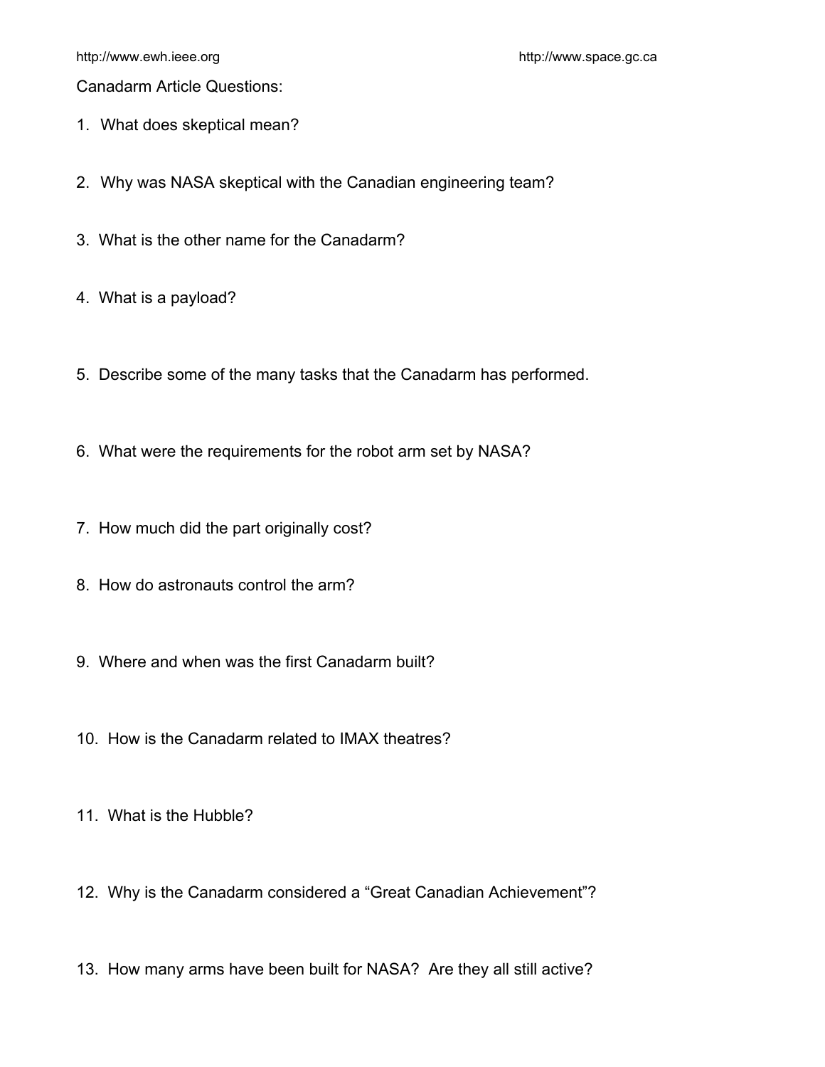http://www.ewh.ieee.org http://www.space.gc.ca

Canadarm Article Questions:

1. What does skeptical mean?
2. Why was NASA skeptical with the Canadian engineering team?
3. What is the other name for the Canadarm?
4. What is a payload?
5. Describe some of the many tasks that the Canadarm has performed.
6. What were the requirements for the robot arm set by NASA?
7. How much did the part originally cost?
8. How do astronauts control the arm?
9. Where and when was the first Canadarm built?
10. How is the Canadarm related to IMAX theatres?
11. What is the Hubble?
12. Why is the Canadarm considered a "Great Canadian Achievement"?
13. How many arms have been built for NASA? Are they all still active?